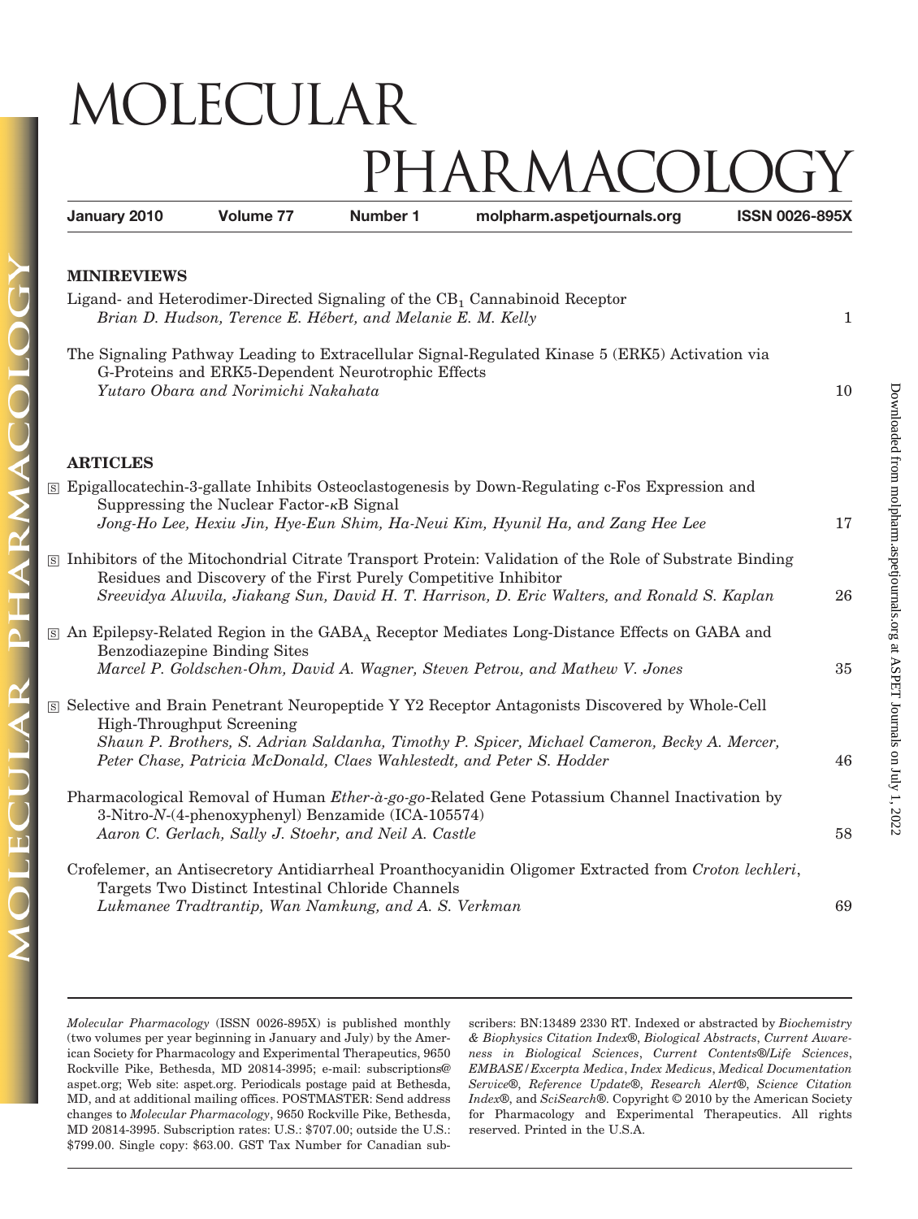# MOLECULAR PHARMACOLOGY

**January 2010** **Volume 77** **Number 1** **molpharm.aspetjournals.org** **ISSN 0026-895X**

## MINIREVIEWS

Ligand- and Heterodimer-Directed Signaling of the $CB_1$ Cannabinoid Receptor
*Brian D. Hudson, Terence E. Hébert, and Melanie E. M. Kelly* 1

The Signaling Pathway Leading to Extracellular Signal-Regulated Kinase 5 (ERK5) Activation via G-Proteins and ERK5-Dependent Neurotrophic Effects
*Yutaro Obara and Norimichi Nakahata* 10

## ARTICLES

S Epigallocatechin-3-gallate Inhibits Osteoclastogenesis by Down-Regulating c-Fos Expression and Suppressing the Nuclear Factor-κB Signal
*Jong-Ho Lee, Hexiu Jin, Hye-Eun Shim, Ha-Neui Kim, Hyunil Ha, and Zang Hee Lee* 17

S Inhibitors of the Mitochondrial Citrate Transport Protein: Validation of the Role of Substrate Binding Residues and Discovery of the First Purely Competitive Inhibitor
*Sreevidya Aluvila, Jiakang Sun, David H. T. Harrison, D. Eric Walters, and Ronald S. Kaplan* 26

S An Epilepsy-Related Region in the $GABA_A$ Receptor Mediates Long-Distance Effects on GABA and Benzodiazepine Binding Sites
*Marcel P. Goldschen-Ohm, David A. Wagner, Steven Petrou, and Mathew V. Jones* 35

S Selective and Brain Penetrant Neuropeptide Y Y2 Receptor Antagonists Discovered by Whole-Cell High-Throughput Screening
*Shaun P. Brothers, S. Adrian Saldanha, Timothy P. Spicer, Michael Cameron, Becky A. Mercer, Peter Chase, Patricia McDonald, Claes Wahlestedt, and Peter S. Hodder* 46

Pharmacological Removal of Human *Ether-à-go-go*-Related Gene Potassium Channel Inactivation by 3-Nitro-*N*-(4-phenoxyphenyl) Benzamide (ICA-105574)
*Aaron C. Gerlach, Sally J. Stoehr, and Neil A. Castle* 58

Crofelemer, an Antisecretory Antidiarrheal Proanthocyanidin Oligomer Extracted from *Croton lechleri*, Targets Two Distinct Intestinal Chloride Channels
*Lukmanee Tradtrantip, Wan Namkung, and A. S. Verkman* 69

---

*Molecular Pharmacology* (ISSN 0026-895X) is published monthly (two volumes per year beginning in January and July) by the American Society for Pharmacology and Experimental Therapeutics, 9650 Rockville Pike, Bethesda, MD 20814-3995; e-mail: subscriptions@aspet.org; Web site: aspet.org. Periodicals postage paid at Bethesda, MD, and at additional mailing offices. POSTMASTER: Send address changes to *Molecular Pharmacology*, 9650 Rockville Pike, Bethesda, MD 20814-3995. Subscription rates: U.S.: $707.00; outside the U.S.: $799.00. Single copy: $63.00. GST Tax Number for Canadian subscribers: BN:13489 2330 RT. Indexed or abstracted by *Biochemistry & Biophysics Citation Index®*, *Biological Abstracts*, *Current Awareness in Biological Sciences*, *Current Contents®/Life Sciences*, *EMBASE/Excerpta Medica*, *Index Medicus*, *Medical Documentation Service®*, *Reference Update®*, *Research Alert®*, *Science Citation Index®*, and *SciSearch®*. Copyright © 2010 by the American Society for Pharmacology and Experimental Therapeutics. All rights reserved. Printed in the U.S.A.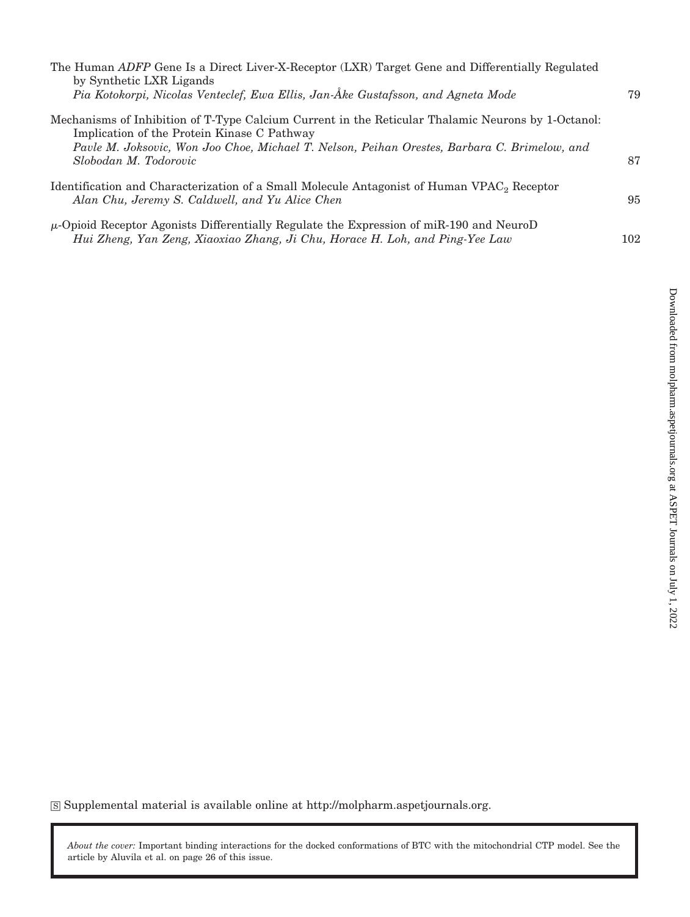The Human *ADFP* Gene Is a Direct Liver-X-Receptor (LXR) Target Gene and Differentially Regulated by Synthetic LXR Ligands
*Pia Kotokorpi, Nicolas Venteclef, Ewa Ellis, Jan-Åke Gustafsson, and Agneta Mode* 79

Mechanisms of Inhibition of T-Type Calcium Current in the Reticular Thalamic Neurons by 1-Octanol: Implication of the Protein Kinase C Pathway
*Pavle M. Joksovic, Won Joo Choe, Michael T. Nelson, Peihan Orestes, Barbara C. Brimelow, and Slobodan M. Todorovic* 87

Identification and Characterization of a Small Molecule Antagonist of Human $VPAC_2$ Receptor
*Alan Chu, Jeremy S. Caldwell, and Yu Alice Chen* 95

$\mu$-Opioid Receptor Agonists Differentially Regulate the Expression of miR-190 and NeuroD
*Hui Zheng, Yan Zeng, Xiaoxiao Zhang, Ji Chu, Horace H. Loh, and Ping-Yee Law* 102

[S] Supplemental material is available online at http://molpharm.aspetjournals.org.

*About the cover:* Important binding interactions for the docked conformations of BTC with the mitochondrial CTP model. See the article by Aluvila et al. on page 26 of this issue.